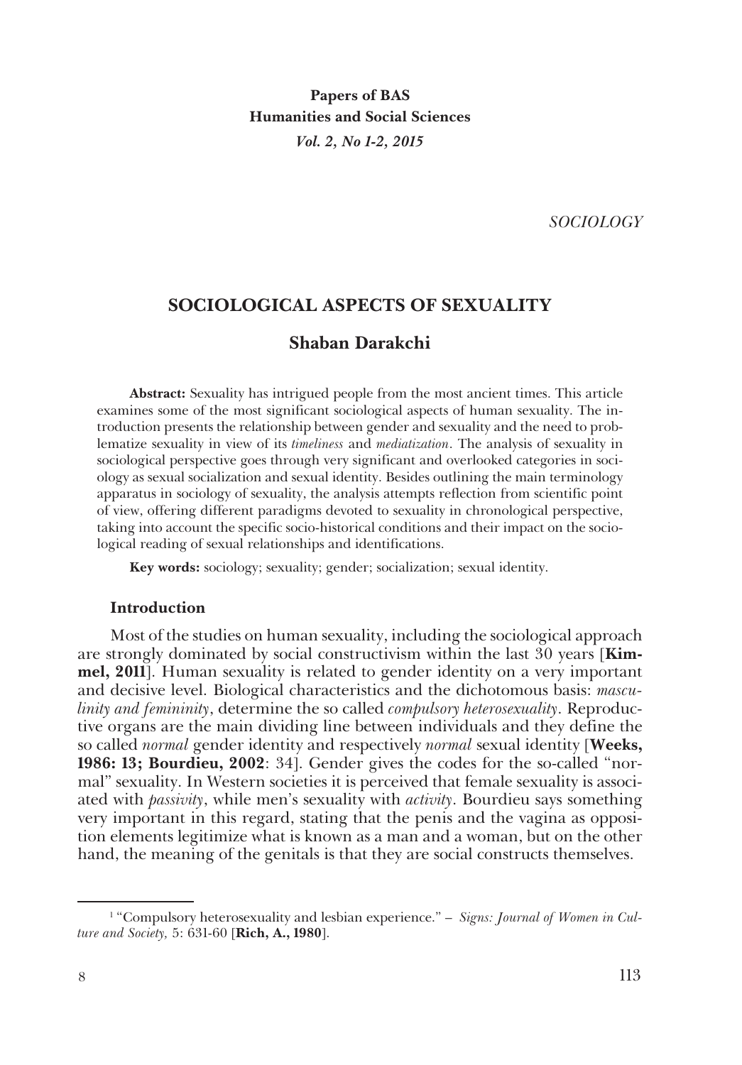**Papers of BAS**
**Humanities and Social Sciences**
*Vol. 2, No 1-2, 2015*

*SOCIOLOGY*

# SOCIOLOGICAL ASPECTS OF SEXUALITY

## Shaban Darakchi

**Abstract:** Sexuality has intrigued people from the most ancient times. This article examines some of the most significant sociological aspects of human sexuality. The introduction presents the relationship between gender and sexuality and the need to problematize sexuality in view of its *timeliness* and *mediatization*. The analysis of sexuality in sociological perspective goes through very significant and overlooked categories in sociology as sexual socialization and sexual identity. Besides outlining the main terminology apparatus in sociology of sexuality, the analysis attempts reflection from scientific point of view, offering different paradigms devoted to sexuality in chronological perspective, taking into account the specific socio-historical conditions and their impact on the sociological reading of sexual relationships and identifications.

**Key words:** sociology; sexuality; gender; socialization; sexual identity.

### Introduction

Most of the studies on human sexuality, including the sociological approach are strongly dominated by social constructivism within the last 30 years [**Kimmel, 2011**]. Human sexuality is related to gender identity on a very important and decisive level. Biological characteristics and the dichotomous basis: *masculinity and femininity*, determine the so called *compulsory heterosexuality*. Reproductive organs are the main dividing line between individuals and they define the so called *normal* gender identity and respectively *normal* sexual identity [**Weeks, 1986: 13; Bourdieu, 2002**: 34]. Gender gives the codes for the so-called "normal" sexuality. In Western societies it is perceived that female sexuality is associated with *passivity*, while men's sexuality with *activity*. Bourdieu says something very important in this regard, stating that the penis and the vagina as opposition elements legitimize what is known as a man and a woman, but on the other hand, the meaning of the genitals is that they are social constructs themselves.

---

[1] "Compulsory heterosexuality and lesbian experience." – *Signs: Journal of Women in Culture and Society,* 5: 631-60 [**Rich, A., 1980**].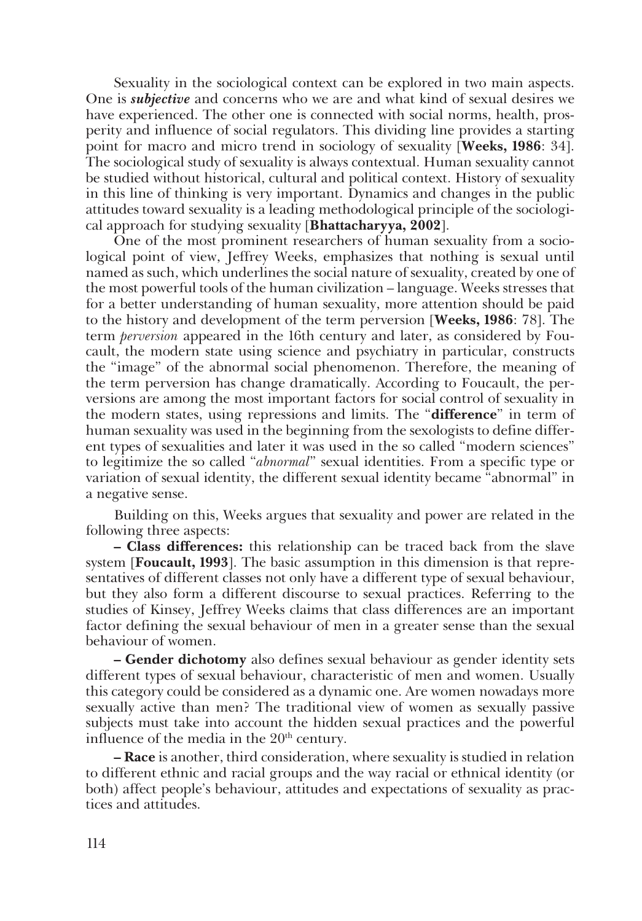Sexuality in the sociological context can be explored in two main aspects. One is ***subjective*** and concerns who we are and what kind of sexual desires we have experienced. The other one is connected with social norms, health, prosperity and influence of social regulators. This dividing line provides a starting point for macro and micro trend in sociology of sexuality [**Weeks, 1986**: 34]. The sociological study of sexuality is always contextual. Human sexuality cannot be studied without historical, cultural and political context. History of sexuality in this line of thinking is very important. Dynamics and changes in the public attitudes toward sexuality is a leading methodological principle of the sociological approach for studying sexuality [**Bhattacharyya, 2002**].

One of the most prominent researchers of human sexuality from a sociological point of view, Jeffrey Weeks, emphasizes that nothing is sexual until named as such, which underlines the social nature of sexuality, created by one of the most powerful tools of the human civilization – language. Weeks stresses that for a better understanding of human sexuality, more attention should be paid to the history and development of the term perversion [**Weeks, 1986**: 78]. The term *perversion* appeared in the 16th century and later, as considered by Foucault, the modern state using science and psychiatry in particular, constructs the "image" of the abnormal social phenomenon. Therefore, the meaning of the term perversion has change dramatically. According to Foucault, the perversions are among the most important factors for social control of sexuality in the modern states, using repressions and limits. The "**difference**" in term of human sexuality was used in the beginning from the sexologists to define different types of sexualities and later it was used in the so called "modern sciences" to legitimize the so called "*abnormal*" sexual identities. From a specific type or variation of sexual identity, the different sexual identity became "abnormal" in a negative sense.

Building on this, Weeks argues that sexuality and power are related in the following three aspects:

**– Class differences:** this relationship can be traced back from the slave system [**Foucault, 1993**]. The basic assumption in this dimension is that representatives of different classes not only have a different type of sexual behaviour, but they also form a different discourse to sexual practices. Referring to the studies of Kinsey, Jeffrey Weeks claims that class differences are an important factor defining the sexual behaviour of men in a greater sense than the sexual behaviour of women.

**– Gender dichotomy** also defines sexual behaviour as gender identity sets different types of sexual behaviour, characteristic of men and women. Usually this category could be considered as a dynamic one. Are women nowadays more sexually active than men? The traditional view of women as sexually passive subjects must take into account the hidden sexual practices and the powerful influence of the media in the 20th century.

**– Race** is another, third consideration, where sexuality is studied in relation to different ethnic and racial groups and the way racial or ethnical identity (or both) affect people's behaviour, attitudes and expectations of sexuality as practices and attitudes.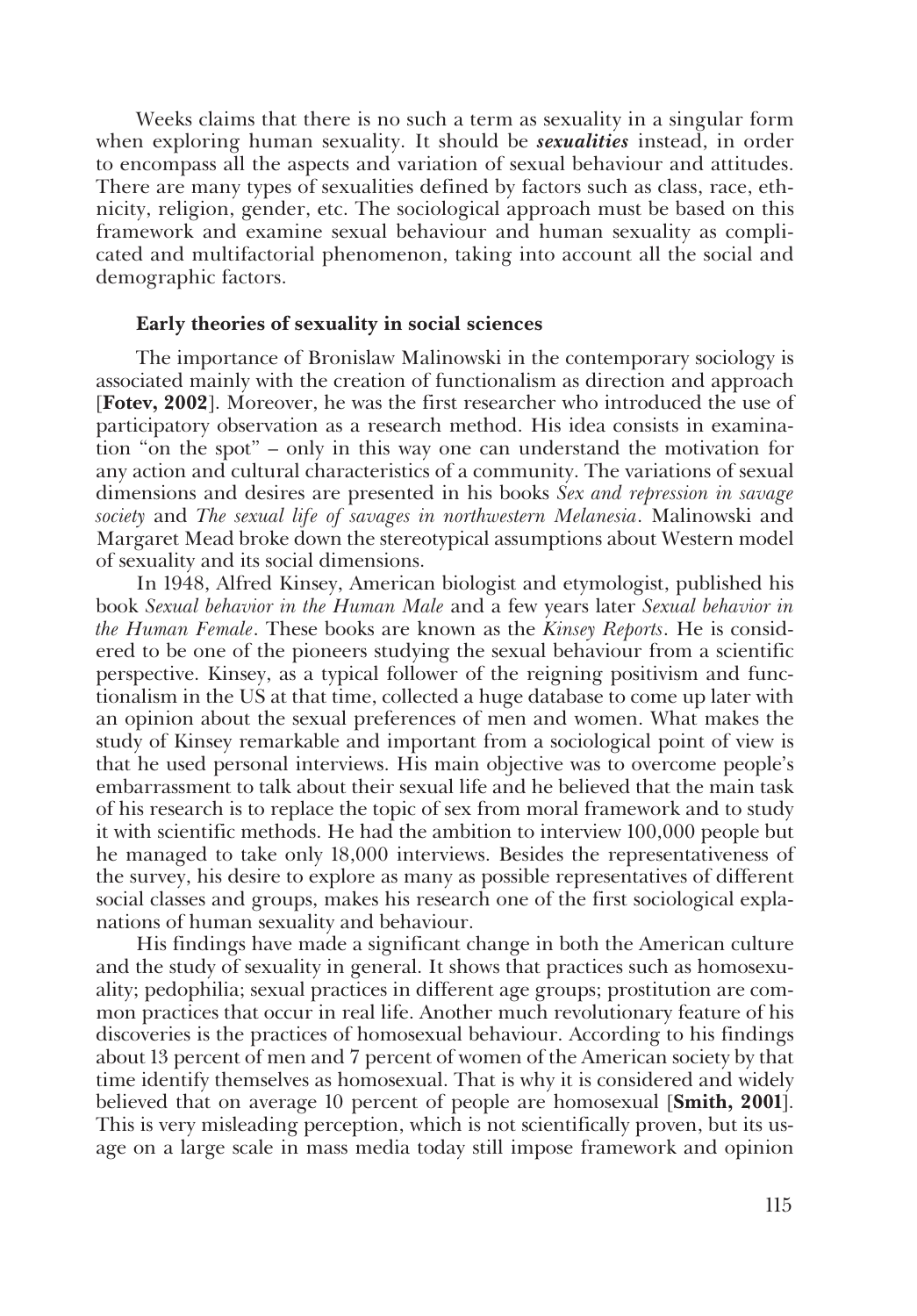Weeks claims that there is no such a term as sexuality in a singular form when exploring human sexuality. It should be ***sexualities*** instead, in order to encompass all the aspects and variation of sexual behaviour and attitudes. There are many types of sexualities defined by factors such as class, race, ethnicity, religion, gender, etc. The sociological approach must be based on this framework and examine sexual behaviour and human sexuality as complicated and multifactorial phenomenon, taking into account all the social and demographic factors.

### Early theories of sexuality in social sciences

The importance of Bronislaw Malinowski in the contemporary sociology is associated mainly with the creation of functionalism as direction and approach [**Fotev, 2002**]. Moreover, he was the first researcher who introduced the use of participatory observation as a research method. His idea consists in examination "on the spot" – only in this way one can understand the motivation for any action and cultural characteristics of a community. The variations of sexual dimensions and desires are presented in his books *Sex and repression in savage society* and *The sexual life of savages in northwestern Melanesia*. Malinowski and Margaret Mead broke down the stereotypical assumptions about Western model of sexuality and its social dimensions.

In 1948, Alfred Kinsey, American biologist and etymologist, published his book *Sexual behavior in the Human Male* and a few years later *Sexual behavior in the Human Female*. These books are known as the *Kinsey Reports*. He is considered to be one of the pioneers studying the sexual behaviour from a scientific perspective. Kinsey, as a typical follower of the reigning positivism and functionalism in the US at that time, collected a huge database to come up later with an opinion about the sexual preferences of men and women. What makes the study of Kinsey remarkable and important from a sociological point of view is that he used personal interviews. His main objective was to overcome people's embarrassment to talk about their sexual life and he believed that the main task of his research is to replace the topic of sex from moral framework and to study it with scientific methods. He had the ambition to interview 100,000 people but he managed to take only 18,000 interviews. Besides the representativeness of the survey, his desire to explore as many as possible representatives of different social classes and groups, makes his research one of the first sociological explanations of human sexuality and behaviour.

His findings have made a significant change in both the American culture and the study of sexuality in general. It shows that practices such as homosexuality; pedophilia; sexual practices in different age groups; prostitution are common practices that occur in real life. Another much revolutionary feature of his discoveries is the practices of homosexual behaviour. According to his findings about 13 percent of men and 7 percent of women of the American society by that time identify themselves as homosexual. That is why it is considered and widely believed that on average 10 percent of people are homosexual [**Smith, 2001**]. This is very misleading perception, which is not scientifically proven, but its usage on a large scale in mass media today still impose framework and opinion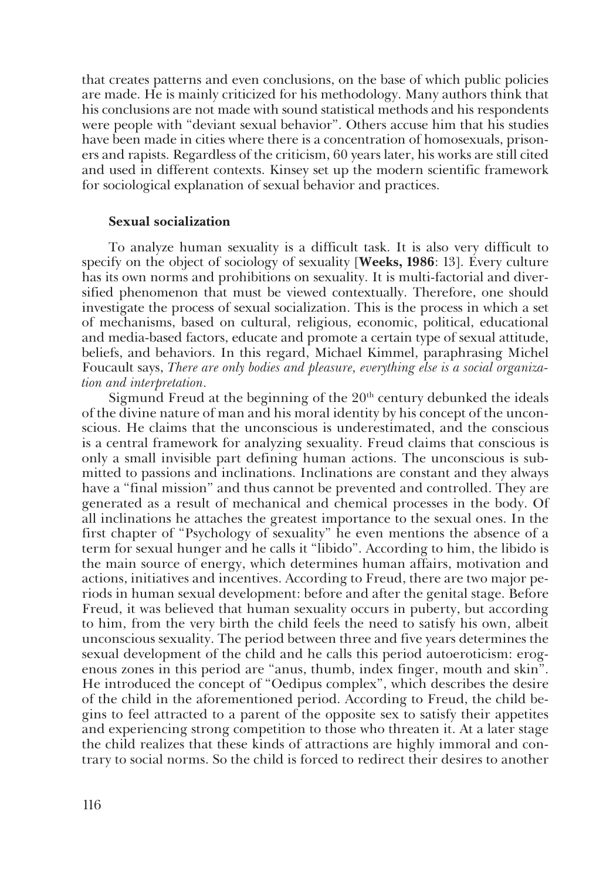that creates patterns and even conclusions, on the base of which public policies are made. He is mainly criticized for his methodology. Many authors think that his conclusions are not made with sound statistical methods and his respondents were people with "deviant sexual behavior". Others accuse him that his studies have been made in cities where there is a concentration of homosexuals, prisoners and rapists. Regardless of the criticism, 60 years later, his works are still cited and used in different contexts. Kinsey set up the modern scientific framework for sociological explanation of sexual behavior and practices.

### Sexual socialization

To analyze human sexuality is a difficult task. It is also very difficult to specify on the object of sociology of sexuality [**Weeks, 1986**: 13]. Every culture has its own norms and prohibitions on sexuality. It is multi-factorial and diversified phenomenon that must be viewed contextually. Therefore, one should investigate the process of sexual socialization. This is the process in which a set of mechanisms, based on cultural, religious, economic, political, educational and media-based factors, educate and promote a certain type of sexual attitude, beliefs, and behaviors. In this regard, Michael Kimmel, paraphrasing Michel Foucault says, *There are only bodies and pleasure, everything else is a social organization and interpretation.*

Sigmund Freud at the beginning of the 20th century debunked the ideals of the divine nature of man and his moral identity by his concept of the unconscious. He claims that the unconscious is underestimated, and the conscious is a central framework for analyzing sexuality. Freud claims that conscious is only a small invisible part defining human actions. The unconscious is submitted to passions and inclinations. Inclinations are constant and they always have a "final mission" and thus cannot be prevented and controlled. They are generated as a result of mechanical and chemical processes in the body. Of all inclinations he attaches the greatest importance to the sexual ones. In the first chapter of "Psychology of sexuality" he even mentions the absence of a term for sexual hunger and he calls it "libido". According to him, the libido is the main source of energy, which determines human affairs, motivation and actions, initiatives and incentives. According to Freud, there are two major periods in human sexual development: before and after the genital stage. Before Freud, it was believed that human sexuality occurs in puberty, but according to him, from the very birth the child feels the need to satisfy his own, albeit unconscious sexuality. The period between three and five years determines the sexual development of the child and he calls this period autoeroticism: erogenous zones in this period are "anus, thumb, index finger, mouth and skin". He introduced the concept of "Oedipus complex", which describes the desire of the child in the aforementioned period. According to Freud, the child begins to feel attracted to a parent of the opposite sex to satisfy their appetites and experiencing strong competition to those who threaten it. At a later stage the child realizes that these kinds of attractions are highly immoral and contrary to social norms. So the child is forced to redirect their desires to another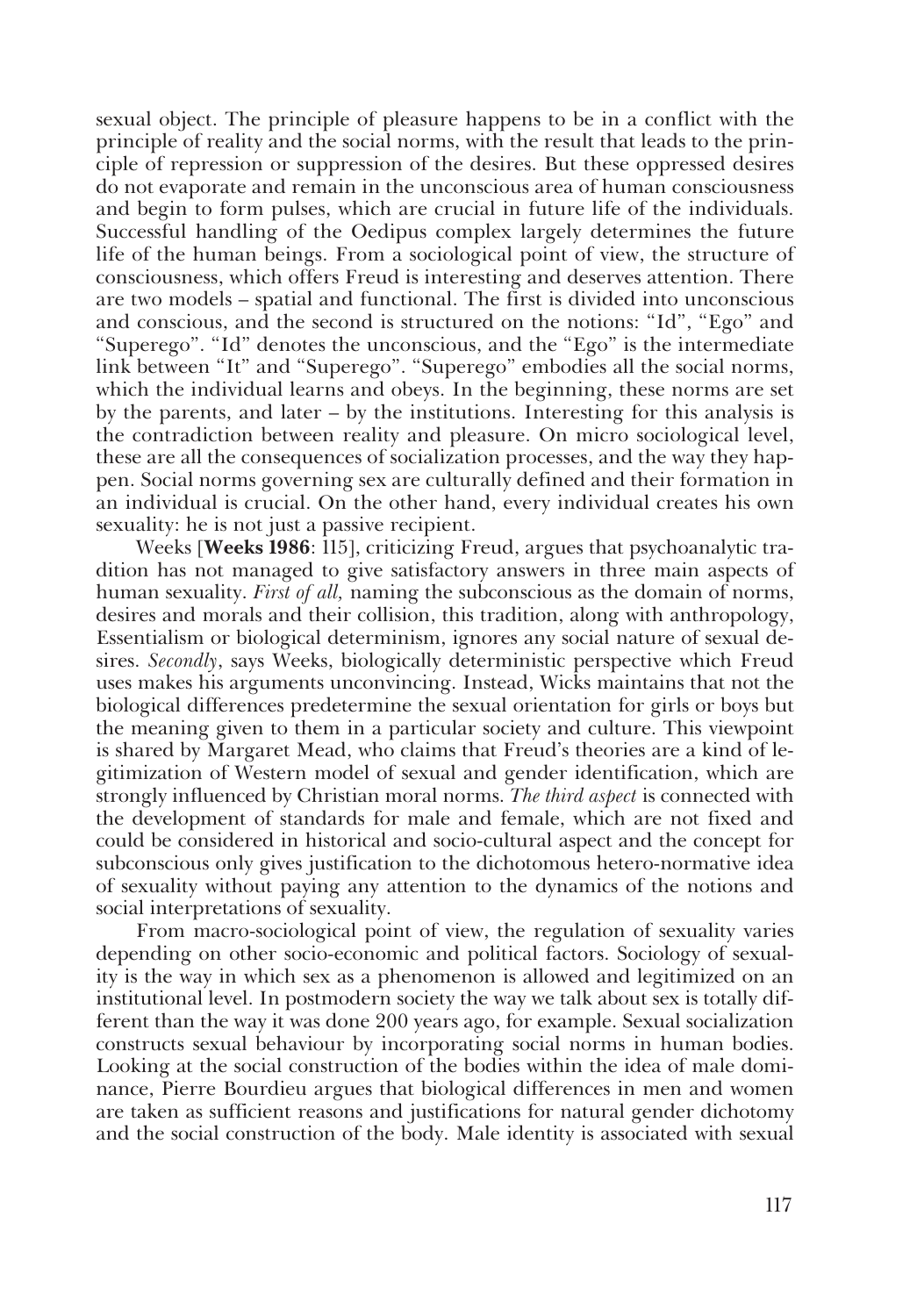sexual object. The principle of pleasure happens to be in a conflict with the principle of reality and the social norms, with the result that leads to the principle of repression or suppression of the desires. But these oppressed desires do not evaporate and remain in the unconscious area of human consciousness and begin to form pulses, which are crucial in future life of the individuals. Successful handling of the Oedipus complex largely determines the future life of the human beings. From a sociological point of view, the structure of consciousness, which offers Freud is interesting and deserves attention. There are two models – spatial and functional. The first is divided into unconscious and conscious, and the second is structured on the notions: "Id", "Ego" and "Superego". "Id" denotes the unconscious, and the "Ego" is the intermediate link between "It" and "Superego". "Superego" embodies all the social norms, which the individual learns and obeys. In the beginning, these norms are set by the parents, and later – by the institutions. Interesting for this analysis is the contradiction between reality and pleasure. On micro sociological level, these are all the consequences of socialization processes, and the way they happen. Social norms governing sex are culturally defined and their formation in an individual is crucial. On the other hand, every individual creates his own sexuality: he is not just a passive recipient.

Weeks [**Weeks 1986**: 115], criticizing Freud, argues that psychoanalytic tradition has not managed to give satisfactory answers in three main aspects of human sexuality. *First of all,* naming the subconscious as the domain of norms, desires and morals and their collision, this tradition, along with anthropology, Essentialism or biological determinism, ignores any social nature of sexual desires. *Secondly*, says Weeks, biologically deterministic perspective which Freud uses makes his arguments unconvincing. Instead, Wicks maintains that not the biological differences predetermine the sexual orientation for girls or boys but the meaning given to them in a particular society and culture. This viewpoint is shared by Margaret Mead, who claims that Freud's theories are a kind of legitimization of Western model of sexual and gender identification, which are strongly influenced by Christian moral norms. *The third aspect* is connected with the development of standards for male and female, which are not fixed and could be considered in historical and socio-cultural aspect and the concept for subconscious only gives justification to the dichotomous hetero-normative idea of sexuality without paying any attention to the dynamics of the notions and social interpretations of sexuality.

From macro-sociological point of view, the regulation of sexuality varies depending on other socio-economic and political factors. Sociology of sexuality is the way in which sex as a phenomenon is allowed and legitimized on an institutional level. In postmodern society the way we talk about sex is totally different than the way it was done 200 years ago, for example. Sexual socialization constructs sexual behaviour by incorporating social norms in human bodies. Looking at the social construction of the bodies within the idea of male dominance, Pierre Bourdieu argues that biological differences in men and women are taken as sufficient reasons and justifications for natural gender dichotomy and the social construction of the body. Male identity is associated with sexual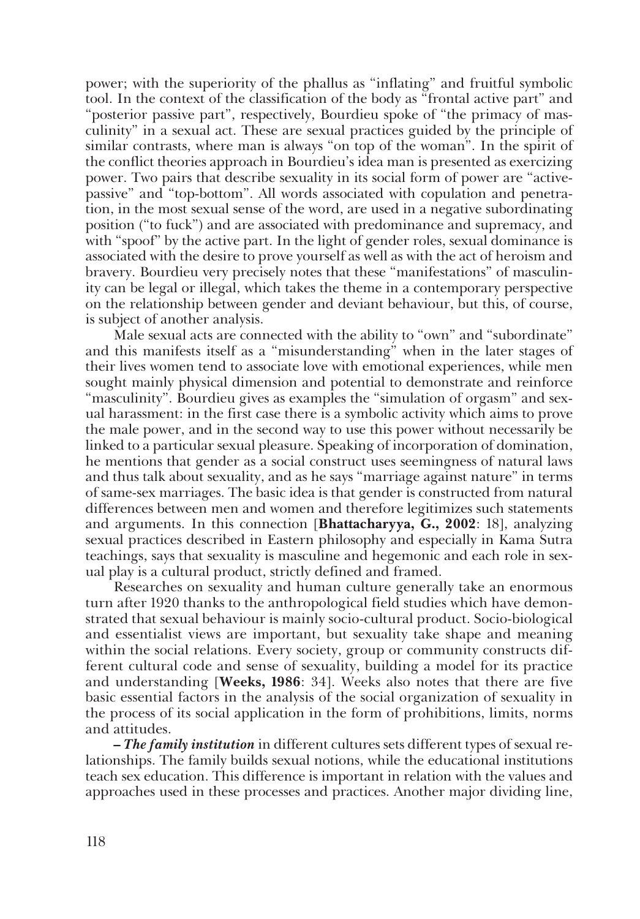power; with the superiority of the phallus as "inflating" and fruitful symbolic tool. In the context of the classification of the body as "frontal active part" and "posterior passive part", respectively, Bourdieu spoke of "the primacy of masculinity" in a sexual act. These are sexual practices guided by the principle of similar contrasts, where man is always "on top of the woman". In the spirit of the conflict theories approach in Bourdieu's idea man is presented as exercizing power. Two pairs that describe sexuality in its social form of power are "active-passive" and "top-bottom". All words associated with copulation and penetration, in the most sexual sense of the word, are used in a negative subordinating position ("to fuck") and are associated with predominance and supremacy, and with "spoof" by the active part. In the light of gender roles, sexual dominance is associated with the desire to prove yourself as well as with the act of heroism and bravery. Bourdieu very precisely notes that these "manifestations" of masculinity can be legal or illegal, which takes the theme in a contemporary perspective on the relationship between gender and deviant behaviour, but this, of course, is subject of another analysis.

Male sexual acts are connected with the ability to "own" and "subordinate" and this manifests itself as a "misunderstanding" when in the later stages of their lives women tend to associate love with emotional experiences, while men sought mainly physical dimension and potential to demonstrate and reinforce "masculinity". Bourdieu gives as examples the "simulation of orgasm" and sexual harassment: in the first case there is a symbolic activity which aims to prove the male power, and in the second way to use this power without necessarily be linked to a particular sexual pleasure. Speaking of incorporation of domination, he mentions that gender as a social construct uses seemingness of natural laws and thus talk about sexuality, and as he says "marriage against nature" in terms of same-sex marriages. The basic idea is that gender is constructed from natural differences between men and women and therefore legitimizes such statements and arguments. In this connection [**Bhattacharyya, G., 2002**: 18], analyzing sexual practices described in Eastern philosophy and especially in Kama Sutra teachings, says that sexuality is masculine and hegemonic and each role in sexual play is a cultural product, strictly defined and framed.

Researches on sexuality and human culture generally take an enormous turn after 1920 thanks to the anthropological field studies which have demonstrated that sexual behaviour is mainly socio-cultural product. Socio-biological and essentialist views are important, but sexuality take shape and meaning within the social relations. Every society, group or community constructs different cultural code and sense of sexuality, building a model for its practice and understanding [**Weeks, 1986**: 34]. Weeks also notes that there are five basic essential factors in the analysis of the social organization of sexuality in the process of its social application in the form of prohibitions, limits, norms and attitudes.

– ***The family institution*** in different cultures sets different types of sexual relationships. The family builds sexual notions, while the educational institutions teach sex education. This difference is important in relation with the values and approaches used in these processes and practices. Another major dividing line,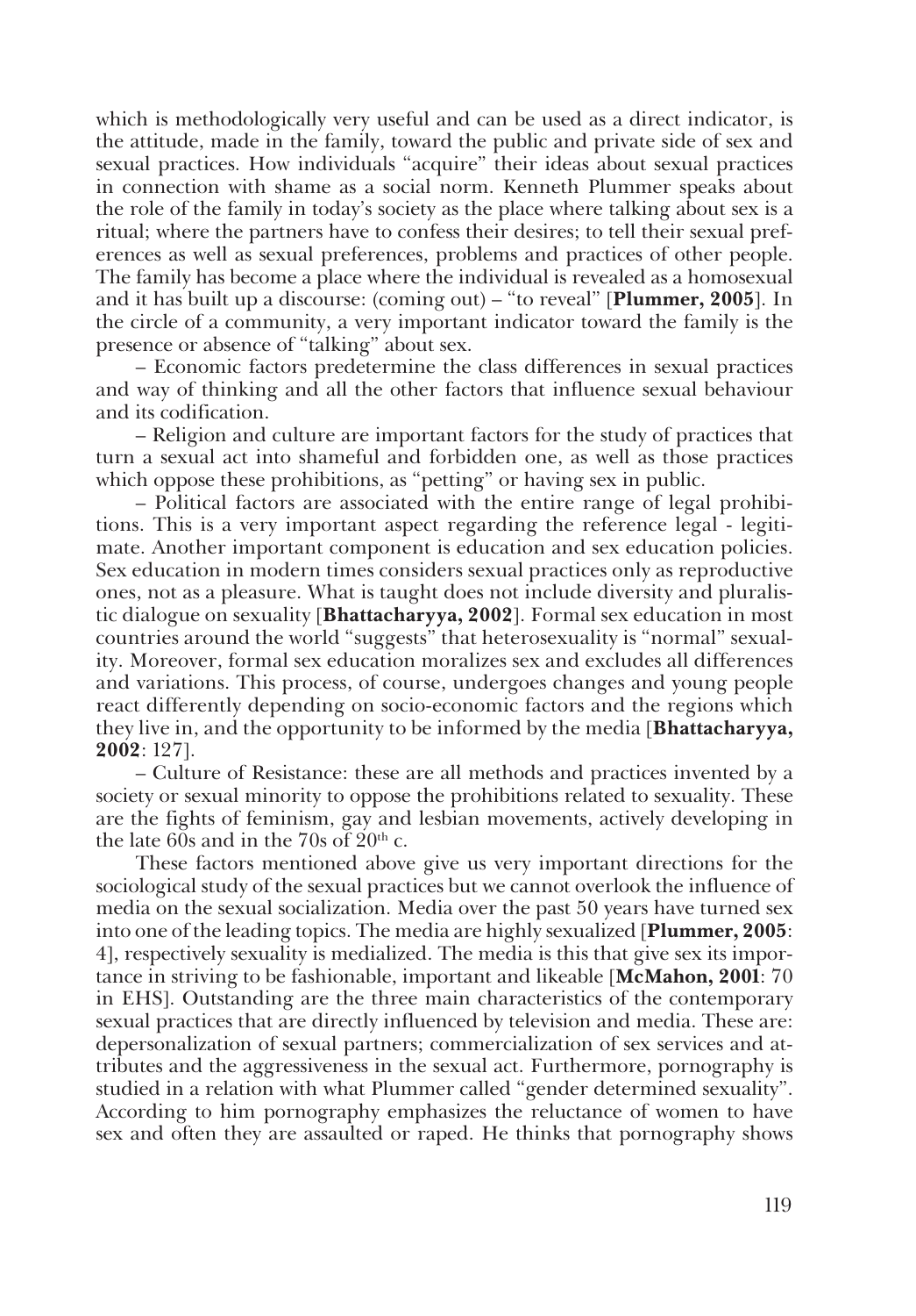which is methodologically very useful and can be used as a direct indicator, is the attitude, made in the family, toward the public and private side of sex and sexual practices. How individuals "acquire" their ideas about sexual practices in connection with shame as a social norm. Kenneth Plummer speaks about the role of the family in today's society as the place where talking about sex is a ritual; where the partners have to confess their desires; to tell their sexual preferences as well as sexual preferences, problems and practices of other people. The family has become a place where the individual is revealed as a homosexual and it has built up a discourse: (coming out) – "to reveal" [**Plummer, 2005**]. In the circle of a community, a very important indicator toward the family is the presence or absence of "talking" about sex.

– Economic factors predetermine the class differences in sexual practices and way of thinking and all the other factors that influence sexual behaviour and its codification.

– Religion and culture are important factors for the study of practices that turn a sexual act into shameful and forbidden one, as well as those practices which oppose these prohibitions, as "petting" or having sex in public.

– Political factors are associated with the entire range of legal prohibitions. This is a very important aspect regarding the reference legal - legitimate. Another important component is education and sex education policies. Sex education in modern times considers sexual practices only as reproductive ones, not as a pleasure. What is taught does not include diversity and pluralistic dialogue on sexuality [**Bhattacharyya, 2002**]. Formal sex education in most countries around the world "suggests" that heterosexuality is "normal" sexuality. Moreover, formal sex education moralizes sex and excludes all differences and variations. This process, of course, undergoes changes and young people react differently depending on socio-economic factors and the regions which they live in, and the opportunity to be informed by the media [**Bhattacharyya, 2002**: 127].

– Culture of Resistance: these are all methods and practices invented by a society or sexual minority to oppose the prohibitions related to sexuality. These are the fights of feminism, gay and lesbian movements, actively developing in the late 60s and in the 70s of 20th c.

These factors mentioned above give us very important directions for the sociological study of the sexual practices but we cannot overlook the influence of media on the sexual socialization. Media over the past 50 years have turned sex into one of the leading topics. The media are highly sexualized [**Plummer, 2005**: 4], respectively sexuality is medialized. The media is this that give sex its importance in striving to be fashionable, important and likeable [**McMahon, 2001**: 70 in EHS]. Outstanding are the three main characteristics of the contemporary sexual practices that are directly influenced by television and media. These are: depersonalization of sexual partners; commercialization of sex services and attributes and the aggressiveness in the sexual act. Furthermore, pornography is studied in a relation with what Plummer called "gender determined sexuality". According to him pornography emphasizes the reluctance of women to have sex and often they are assaulted or raped. He thinks that pornography shows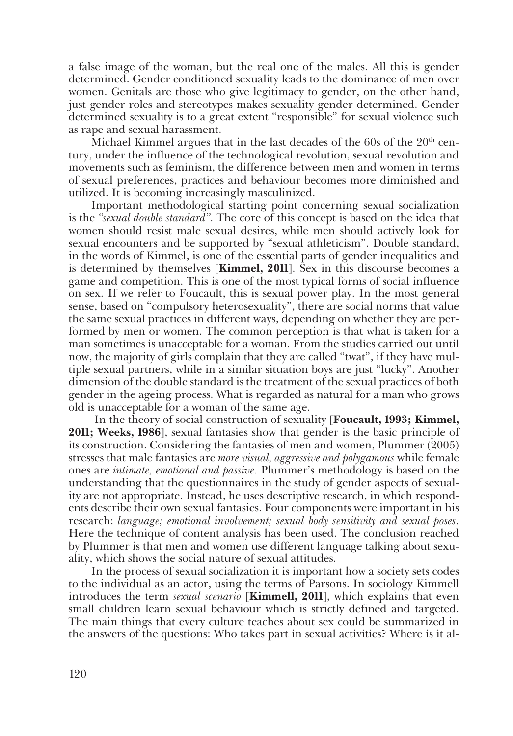a false image of the woman, but the real one of the males. All this is gender determined. Gender conditioned sexuality leads to the dominance of men over women. Genitals are those who give legitimacy to gender, on the other hand, just gender roles and stereotypes makes sexuality gender determined. Gender determined sexuality is to a great extent "responsible" for sexual violence such as rape and sexual harassment.

Michael Kimmel argues that in the last decades of the 60s of the 20th century, under the influence of the technological revolution, sexual revolution and movements such as feminism, the difference between men and women in terms of sexual preferences, practices and behaviour becomes more diminished and utilized. It is becoming increasingly masculinized.

Important methodological starting point concerning sexual socialization is the *"sexual double standard"*. The core of this concept is based on the idea that women should resist male sexual desires, while men should actively look for sexual encounters and be supported by "sexual athleticism". Double standard, in the words of Kimmel, is one of the essential parts of gender inequalities and is determined by themselves [**Kimmel, 2011**]. Sex in this discourse becomes a game and competition. This is one of the most typical forms of social influence on sex. If we refer to Foucault, this is sexual power play. In the most general sense, based on "compulsory heterosexuality", there are social norms that value the same sexual practices in different ways, depending on whether they are performed by men or women. The common perception is that what is taken for a man sometimes is unacceptable for a woman. From the studies carried out until now, the majority of girls complain that they are called "twat", if they have multiple sexual partners, while in a similar situation boys are just "lucky". Another dimension of the double standard is the treatment of the sexual practices of both gender in the ageing process. What is regarded as natural for a man who grows old is unacceptable for a woman of the same age.

In the theory of social construction of sexuality [**Foucault, 1993; Kimmel, 2011; Weeks, 1986**], sexual fantasies show that gender is the basic principle of its construction. Considering the fantasies of men and women, Plummer (2005) stresses that male fantasies are *more visual, aggressive and polygamous* while female ones are *intimate, emotional and passive*. Plummer's methodology is based on the understanding that the questionnaires in the study of gender aspects of sexuality are not appropriate. Instead, he uses descriptive research, in which respondents describe their own sexual fantasies. Four components were important in his research: *language; emotional involvement; sexual body sensitivity and sexual poses*. Here the technique of content analysis has been used. The conclusion reached by Plummer is that men and women use different language talking about sexuality, which shows the social nature of sexual attitudes.

In the process of sexual socialization it is important how a society sets codes to the individual as an actor, using the terms of Parsons. In sociology Kimmell introduces the term *sexual scenario* [**Kimmell, 2011**], which explains that even small children learn sexual behaviour which is strictly defined and targeted. The main things that every culture teaches about sex could be summarized in the answers of the questions: Who takes part in sexual activities? Where is it al-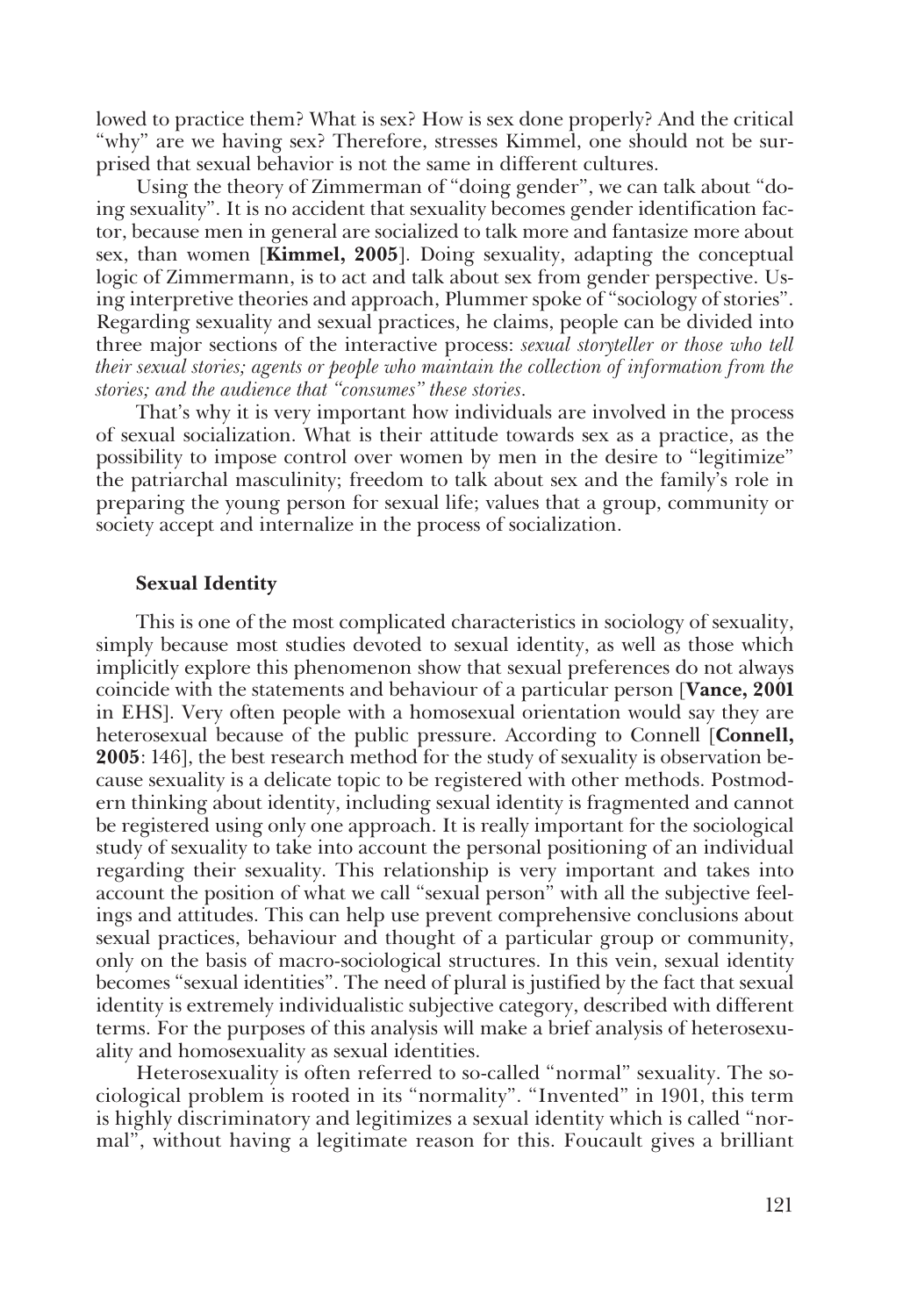lowed to practice them? What is sex? How is sex done properly? And the critical "why" are we having sex? Therefore, stresses Kimmel, one should not be surprised that sexual behavior is not the same in different cultures.

Using the theory of Zimmerman of "doing gender", we can talk about "doing sexuality". It is no accident that sexuality becomes gender identification factor, because men in general are socialized to talk more and fantasize more about sex, than women [**Kimmel, 2005**]. Doing sexuality, adapting the conceptual logic of Zimmermann, is to act and talk about sex from gender perspective. Using interpretive theories and approach, Plummer spoke of "sociology of stories". Regarding sexuality and sexual practices, he claims, people can be divided into three major sections of the interactive process: *sexual storyteller or those who tell their sexual stories; agents or people who maintain the collection of information from the stories; and the audience that "consumes" these stories.*

That's why it is very important how individuals are involved in the process of sexual socialization. What is their attitude towards sex as a practice, as the possibility to impose control over women by men in the desire to "legitimize" the patriarchal masculinity; freedom to talk about sex and the family's role in preparing the young person for sexual life; values that a group, community or society accept and internalize in the process of socialization.

### Sexual Identity

This is one of the most complicated characteristics in sociology of sexuality, simply because most studies devoted to sexual identity, as well as those which implicitly explore this phenomenon show that sexual preferences do not always coincide with the statements and behaviour of a particular person [**Vance, 2001** in EHS]. Very often people with a homosexual orientation would say they are heterosexual because of the public pressure. According to Connell [**Connell, 2005**: 146], the best research method for the study of sexuality is observation because sexuality is a delicate topic to be registered with other methods. Postmodern thinking about identity, including sexual identity is fragmented and cannot be registered using only one approach. It is really important for the sociological study of sexuality to take into account the personal positioning of an individual regarding their sexuality. This relationship is very important and takes into account the position of what we call "sexual person" with all the subjective feelings and attitudes. This can help use prevent comprehensive conclusions about sexual practices, behaviour and thought of a particular group or community, only on the basis of macro-sociological structures. In this vein, sexual identity becomes "sexual identities". The need of plural is justified by the fact that sexual identity is extremely individualistic subjective category, described with different terms. For the purposes of this analysis will make a brief analysis of heterosexuality and homosexuality as sexual identities.

Heterosexuality is often referred to so-called "normal" sexuality. The sociological problem is rooted in its "normality". "Invented" in 1901, this term is highly discriminatory and legitimizes a sexual identity which is called "normal", without having a legitimate reason for this. Foucault gives a brilliant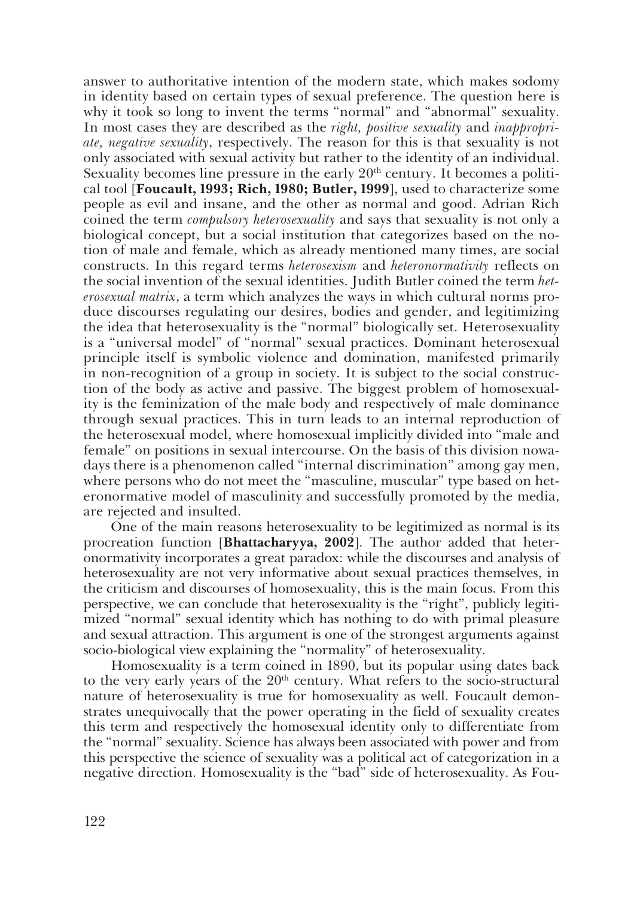answer to authoritative intention of the modern state, which makes sodomy in identity based on certain types of sexual preference. The question here is why it took so long to invent the terms "normal" and "abnormal" sexuality. In most cases they are described as the *right, positive sexuality* and *inappropriate, negative sexuality*, respectively. The reason for this is that sexuality is not only associated with sexual activity but rather to the identity of an individual. Sexuality becomes line pressure in the early 20th century. It becomes a political tool [**Foucault, 1993; Rich, 1980; Butler, 1999**], used to characterize some people as evil and insane, and the other as normal and good. Adrian Rich coined the term *compulsory heterosexuality* and says that sexuality is not only a biological concept, but a social institution that categorizes based on the notion of male and female, which as already mentioned many times, are social constructs. In this regard terms *heterosexism* and *heteronormativity* reflects on the social invention of the sexual identities. Judith Butler coined the term *heterosexual matrix*, a term which analyzes the ways in which cultural norms produce discourses regulating our desires, bodies and gender, and legitimizing the idea that heterosexuality is the "normal" biologically set. Heterosexuality is a "universal model" of "normal" sexual practices. Dominant heterosexual principle itself is symbolic violence and domination, manifested primarily in non-recognition of a group in society. It is subject to the social construction of the body as active and passive. The biggest problem of homosexuality is the feminization of the male body and respectively of male dominance through sexual practices. This in turn leads to an internal reproduction of the heterosexual model, where homosexual implicitly divided into "male and female" on positions in sexual intercourse. On the basis of this division nowadays there is a phenomenon called "internal discrimination" among gay men, where persons who do not meet the "masculine, muscular" type based on heteronormative model of masculinity and successfully promoted by the media, are rejected and insulted.

One of the main reasons heterosexuality to be legitimized as normal is its procreation function [**Bhattacharyya, 2002**]. The author added that heteronormativity incorporates a great paradox: while the discourses and analysis of heterosexuality are not very informative about sexual practices themselves, in the criticism and discourses of homosexuality, this is the main focus. From this perspective, we can conclude that heterosexuality is the "right", publicly legitimized "normal" sexual identity which has nothing to do with primal pleasure and sexual attraction. This argument is one of the strongest arguments against socio-biological view explaining the "normality" of heterosexuality.

Homosexuality is a term coined in 1890, but its popular using dates back to the very early years of the 20th century. What refers to the socio-structural nature of heterosexuality is true for homosexuality as well. Foucault demonstrates unequivocally that the power operating in the field of sexuality creates this term and respectively the homosexual identity only to differentiate from the "normal" sexuality. Science has always been associated with power and from this perspective the science of sexuality was a political act of categorization in a negative direction. Homosexuality is the "bad" side of heterosexuality. As Fou-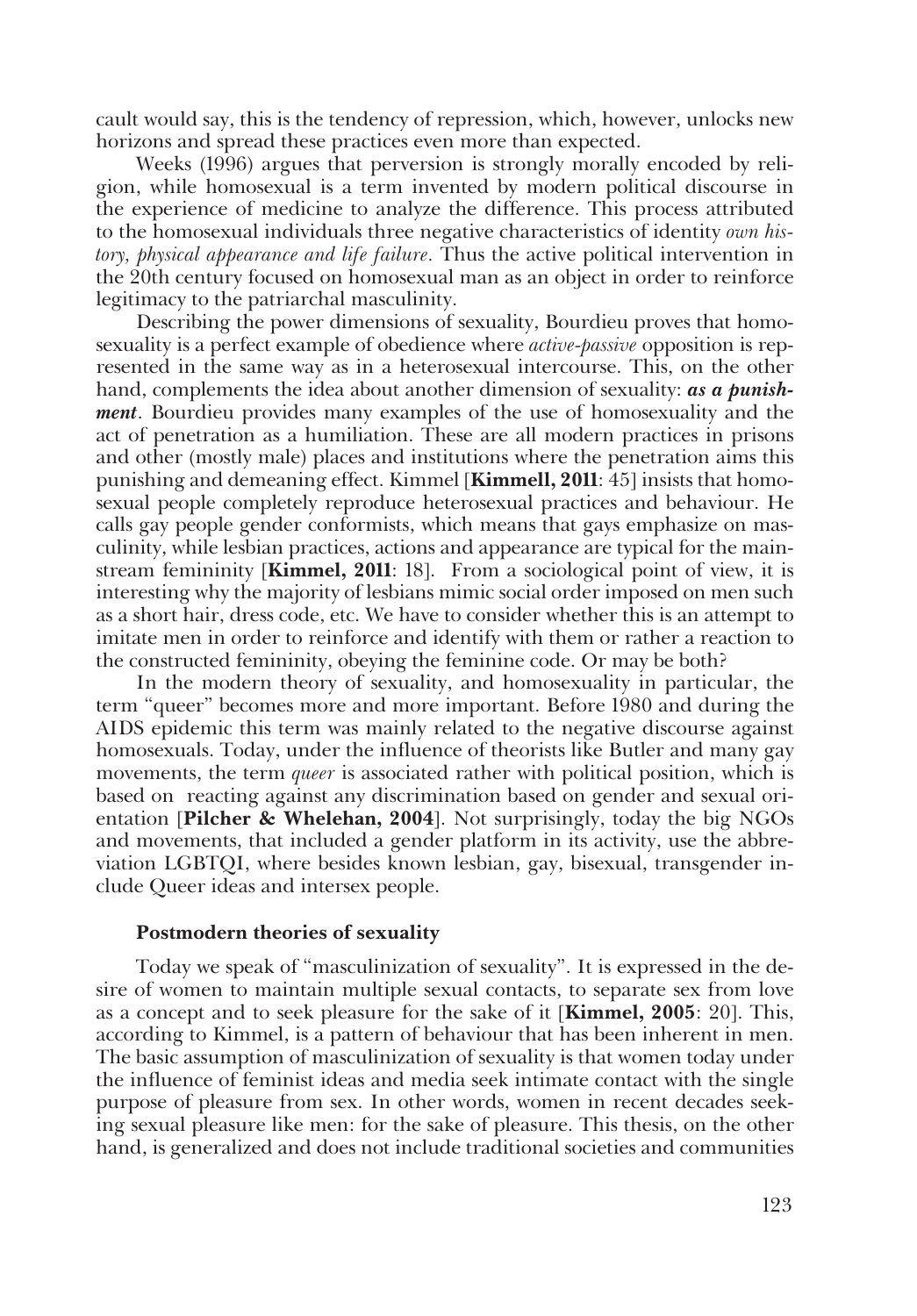cault would say, this is the tendency of repression, which, however, unlocks new horizons and spread these practices even more than expected.

Weeks (1996) argues that perversion is strongly morally encoded by religion, while homosexual is a term invented by modern political discourse in the experience of medicine to analyze the difference. This process attributed to the homosexual individuals three negative characteristics of identity *own history, physical appearance and life failure*. Thus the active political intervention in the 20th century focused on homosexual man as an object in order to reinforce legitimacy to the patriarchal masculinity.

Describing the power dimensions of sexuality, Bourdieu proves that homosexuality is a perfect example of obedience where *active-passive* opposition is represented in the same way as in a heterosexual intercourse. This, on the other hand, complements the idea about another dimension of sexuality: ***as a punishment***. Bourdieu provides many examples of the use of homosexuality and the act of penetration as a humiliation. These are all modern practices in prisons and other (mostly male) places and institutions where the penetration aims this punishing and demeaning effect. Kimmel [**Kimmell, 2011**: 45] insists that homosexual people completely reproduce heterosexual practices and behaviour. He calls gay people gender conformists, which means that gays emphasize on masculinity, while lesbian practices, actions and appearance are typical for the mainstream femininity [**Kimmel, 2011**: 18]. From a sociological point of view, it is interesting why the majority of lesbians mimic social order imposed on men such as a short hair, dress code, etc. We have to consider whether this is an attempt to imitate men in order to reinforce and identify with them or rather a reaction to the constructed femininity, obeying the feminine code. Or may be both?

In the modern theory of sexuality, and homosexuality in particular, the term "queer" becomes more and more important. Before 1980 and during the AIDS epidemic this term was mainly related to the negative discourse against homosexuals. Today, under the influence of theorists like Butler and many gay movements, the term *queer* is associated rather with political position, which is based on reacting against any discrimination based on gender and sexual orientation [**Pilcher & Whelehan, 2004**]. Not surprisingly, today the big NGOs and movements, that included a gender platform in its activity, use the abbreviation LGBTQI, where besides known lesbian, gay, bisexual, transgender include Queer ideas and intersex people.

### Postmodern theories of sexuality

Today we speak of "masculinization of sexuality". It is expressed in the desire of women to maintain multiple sexual contacts, to separate sex from love as a concept and to seek pleasure for the sake of it [**Kimmel, 2005**: 20]. This, according to Kimmel, is a pattern of behaviour that has been inherent in men. The basic assumption of masculinization of sexuality is that women today under the influence of feminist ideas and media seek intimate contact with the single purpose of pleasure from sex. In other words, women in recent decades seeking sexual pleasure like men: for the sake of pleasure. This thesis, on the other hand, is generalized and does not include traditional societies and communities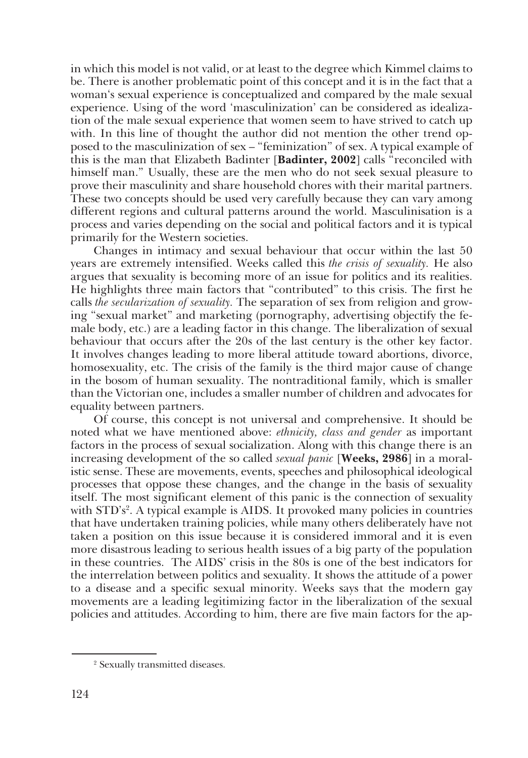in which this model is not valid, or at least to the degree which Kimmel claims to be. There is another problematic point of this concept and it is in the fact that a woman's sexual experience is conceptualized and compared by the male sexual experience. Using of the word 'masculinization' can be considered as idealization of the male sexual experience that women seem to have strived to catch up with. In this line of thought the author did not mention the other trend opposed to the masculinization of sex – "feminization" of sex. A typical example of this is the man that Elizabeth Badinter [**Badinter, 2002**] calls "reconciled with himself man." Usually, these are the men who do not seek sexual pleasure to prove their masculinity and share household chores with their marital partners. These two concepts should be used very carefully because they can vary among different regions and cultural patterns around the world. Masculinisation is a process and varies depending on the social and political factors and it is typical primarily for the Western societies.

Changes in intimacy and sexual behaviour that occur within the last 50 years are extremely intensified. Weeks called this *the crisis of sexuality.* He also argues that sexuality is becoming more of an issue for politics and its realities. He highlights three main factors that "contributed" to this crisis. The first he calls *the secularization of sexuality.* The separation of sex from religion and growing "sexual market" and marketing (pornography, advertising objectify the female body, etc.) are a leading factor in this change. The liberalization of sexual behaviour that occurs after the 20s of the last century is the other key factor. It involves changes leading to more liberal attitude toward abortions, divorce, homosexuality, etc. The crisis of the family is the third major cause of change in the bosom of human sexuality. The nontraditional family, which is smaller than the Victorian one, includes a smaller number of children and advocates for equality between partners.

Of course, this concept is not universal and comprehensive. It should be noted what we have mentioned above: *ethnicity, class and gender* as important factors in the process of sexual socialization. Along with this change there is an increasing development of the so called *sexual panic* [**Weeks, 2986**] in a moralistic sense. These are movements, events, speeches and philosophical ideological processes that oppose these changes, and the change in the basis of sexuality itself. The most significant element of this panic is the connection of sexuality with STD's[2]. A typical example is AIDS. It provoked many policies in countries that have undertaken training policies, while many others deliberately have not taken a position on this issue because it is considered immoral and it is even more disastrous leading to serious health issues of a big party of the population in these countries. The AIDS' crisis in the 80s is one of the best indicators for the interrelation between politics and sexuality. It shows the attitude of a power to a disease and a specific sexual minority. Weeks says that the modern gay movements are a leading legitimizing factor in the liberalization of the sexual policies and attitudes. According to him, there are five main factors for the ap-

[2] Sexually transmitted diseases.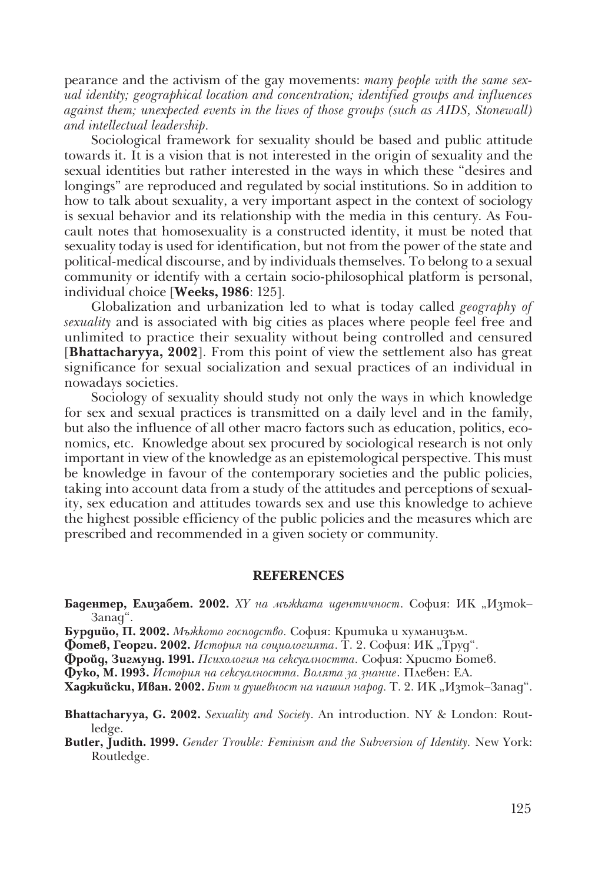pearance and the activism of the gay movements: *many people with the same sexual identity; geographical location and concentration; identified groups and influences against them; unexpected events in the lives of those groups (such as AIDS, Stonewall) and intellectual leadership.*

Sociological framework for sexuality should be based and public attitude towards it. It is a vision that is not interested in the origin of sexuality and the sexual identities but rather interested in the ways in which these "desires and longings" are reproduced and regulated by social institutions. So in addition to how to talk about sexuality, a very important aspect in the context of sociology is sexual behavior and its relationship with the media in this century. As Foucault notes that homosexuality is a constructed identity, it must be noted that sexuality today is used for identification, but not from the power of the state and political-medical discourse, and by individuals themselves. To belong to a sexual community or identify with a certain socio-philosophical platform is personal, individual choice [**Weeks, 1986**: 125].

Globalization and urbanization led to what is today called *geography of sexuality* and is associated with big cities as places where people feel free and unlimited to practice their sexuality without being controlled and censured [**Bhattacharyya, 2002**]. From this point of view the settlement also has great significance for sexual socialization and sexual practices of an individual in nowadays societies.

Sociology of sexuality should study not only the ways in which knowledge for sex and sexual practices is transmitted on a daily level and in the family, but also the influence of all other macro factors such as education, politics, economics, etc. Knowledge about sex procured by sociological research is not only important in view of the knowledge as an epistemological perspective. This must be knowledge in favour of the contemporary societies and the public policies, taking into account data from a study of the attitudes and perceptions of sexuality, sex education and attitudes towards sex and use this knowledge to achieve the highest possible efficiency of the public policies and the measures which are prescribed and recommended in a given society or community.

## REFERENCES

**Бадентер, Елизабет. 2002.** *XY на мъжката идентичност*. София: ИК „Изток–Запад".

**Бурдийо, П. 2002.** *Мъжкото господство*. София: Критика и хуманизъм.

**Фотев, Георги. 2002.** *История на социологията*. Т. 2. София: ИК „Труд".

**Фройд, Зигмунд. 1991.** *Психология на сексуалността*. София: Христо Ботев.

**Фуко, М. 1993.** *История на сексуалността. Волята за знание*. Плевен: ЕА.

**Хаджийски, Иван. 2002.** *Бит и душевност на нашия народ*. Т. 2. ИК „Изток–Запад".

**Bhattacharyya, G. 2002.** *Sexuality and Society*. An introduction. NY & London: Routledge.

**Butler, Judith. 1999.** *Gender Trouble: Feminism and the Subversion of Identity.* New York: Routledge.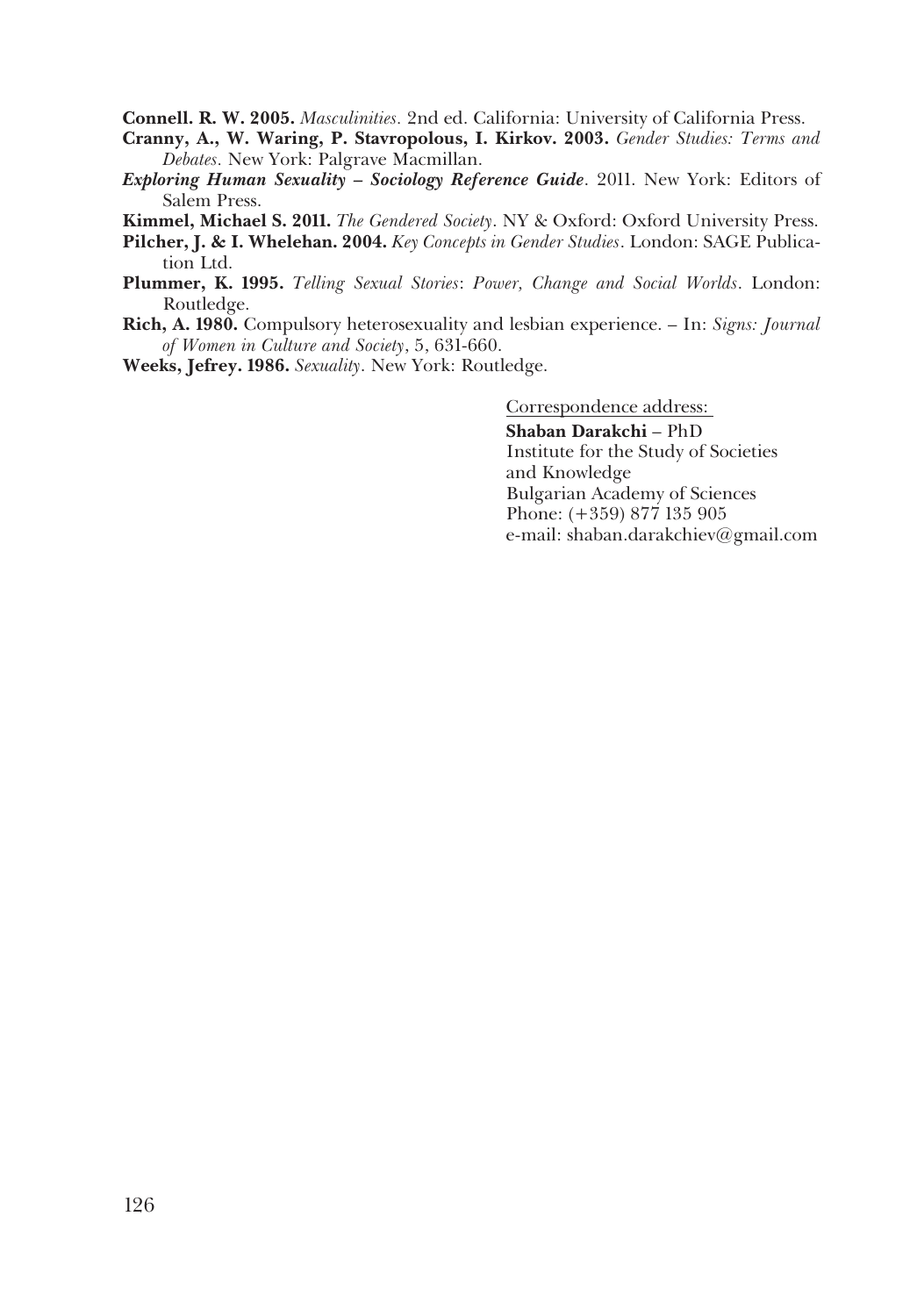**Connell. R. W. 2005.** *Masculinities.* 2nd ed. California: University of California Press.

**Cranny, A., W. Waring, P. Stavropolous, I. Kirkov. 2003.** *Gender Studies: Terms and Debates.* New York: Palgrave Macmillan.

***Exploring Human Sexuality – Sociology Reference Guide***. 2011. New York: Editors of Salem Press.

**Kimmel, Michael S. 2011.** *The Gendered Society*. NY & Oxford: Oxford University Press.

**Pilcher, J. & I. Whelehan. 2004.** *Key Concepts in Gender Studies*. London: SAGE Publication Ltd.

**Plummer, K. 1995.** *Telling Sexual Stories*: *Power, Change and Social Worlds*. London: Routledge.

**Rich, A. 1980.** Compulsory heterosexuality and lesbian experience. – In: *Signs: Journal of Women in Culture and Society*, 5, 631-660.

**Weeks, Jefrey. 1986.** *Sexuality*. New York: Routledge.

Correspondence address:
**Shaban Darakchi** – PhD
Institute for the Study of Societies and Knowledge
Bulgarian Academy of Sciences
Phone: (+359) 877 135 905
e-mail: shaban.darakchiev@gmail.com